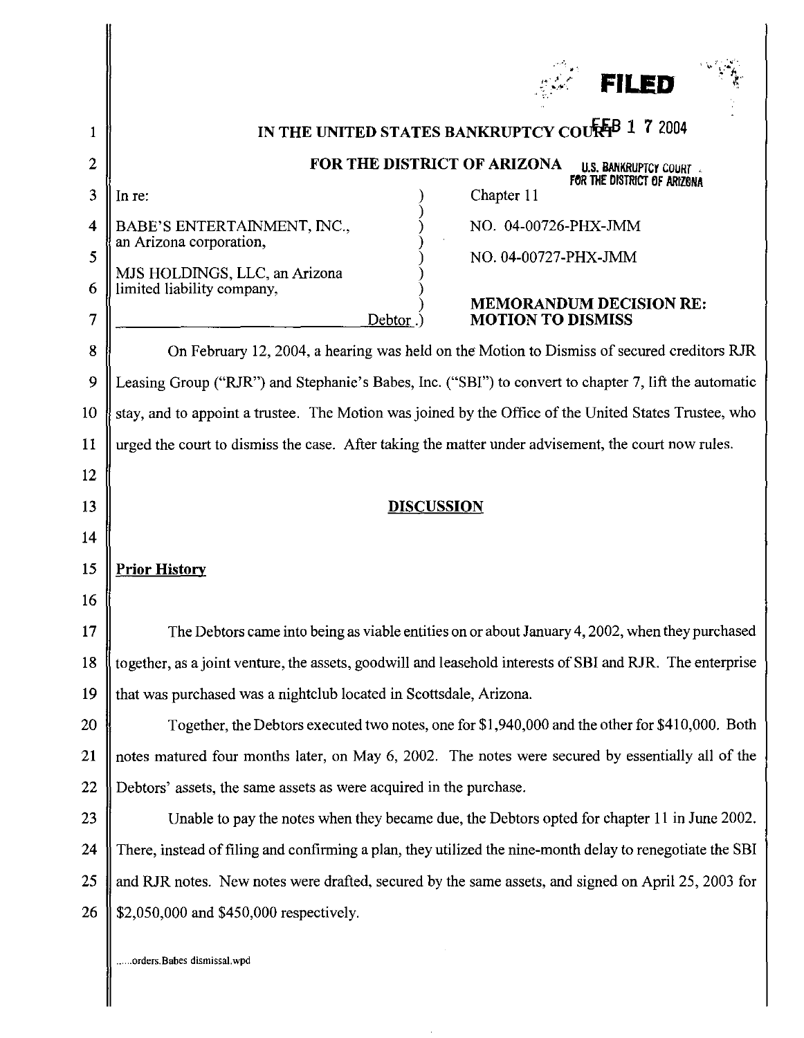FILED

FEB 1 7 2004

U.S. BANKRUPTCY COURT FOR THE DISTRICT OF ARIZONA

# IN THE UNITED STATES BANKRUPTCY COURT

## FOR THE DISTRICT OF ARIZONA

| | |
|---|---|
| In re: | Chapter 11 |
| BABE'S ENTERTAINMENT, INC., an Arizona corporation, | NO. 04-00726-PHX-JMM |
| MJS HOLDINGS, LLC, an Arizona limited liability company, | NO. 04-00727-PHX-JMM |
| Debtor. | **MEMORANDUM DECISION RE: MOTION TO DISMISS** |

On February 12, 2004, a hearing was held on the Motion to Dismiss of secured creditors RJR Leasing Group ("RJR") and Stephanie's Babes, Inc. ("SBI") to convert to chapter 7, lift the automatic stay, and to appoint a trustee. The Motion was joined by the Office of the United States Trustee, who urged the court to dismiss the case. After taking the matter under advisement, the court now rules.

## DISCUSSION

### Prior History

The Debtors came into being as viable entities on or about January 4, 2002, when they purchased together, as a joint venture, the assets, goodwill and leasehold interests of SBI and RJR. The enterprise that was purchased was a nightclub located in Scottsdale, Arizona.

Together, the Debtors executed two notes, one for $1,940,000 and the other for $410,000. Both notes matured four months later, on May 6, 2002. The notes were secured by essentially all of the Debtors' assets, the same assets as were acquired in the purchase.

Unable to pay the notes when they became due, the Debtors opted for chapter 11 in June 2002. There, instead of filing and confirming a plan, they utilized the nine-month delay to renegotiate the SBI and RJR notes. New notes were drafted, secured by the same assets, and signed on April 25, 2003 for $2,050,000 and $450,000 respectively.

......orders.Babes dismissal.wpd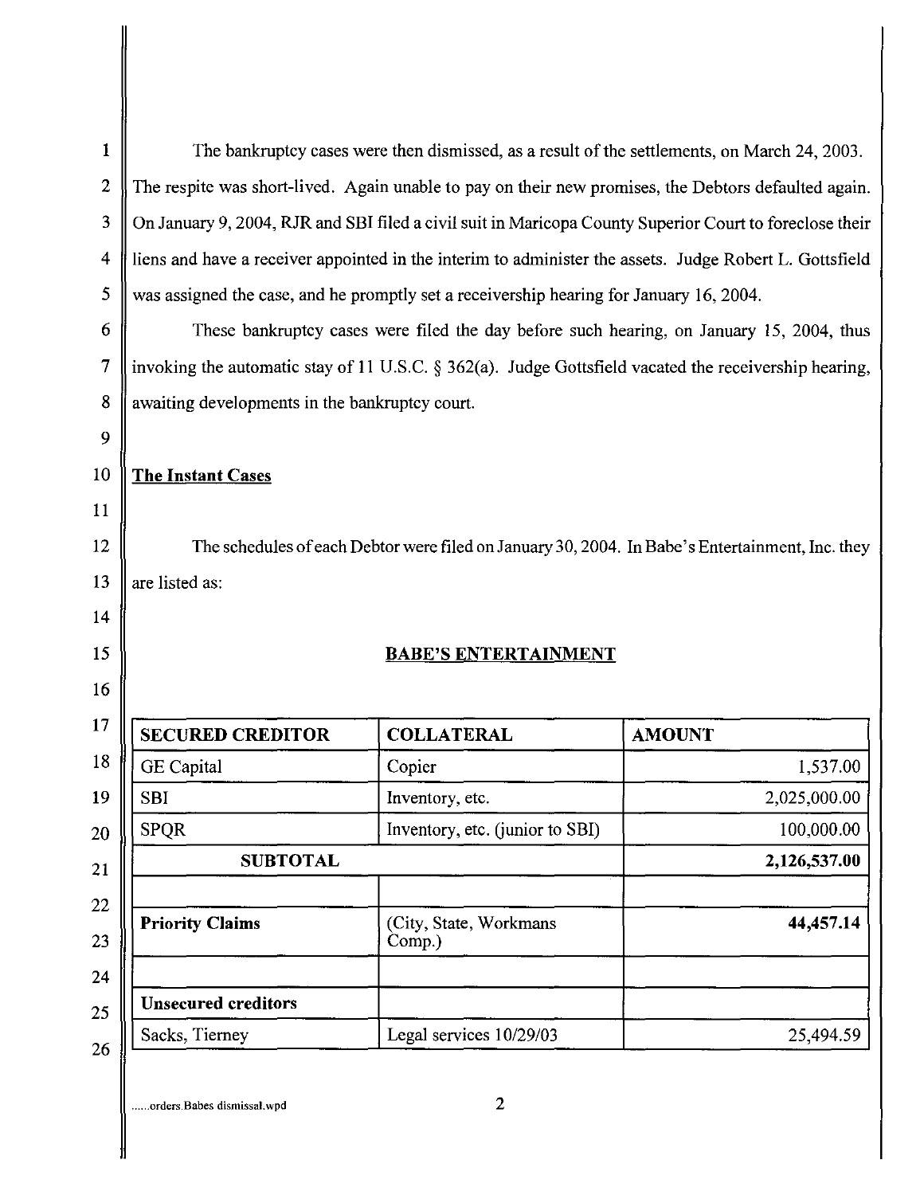The bankruptcy cases were then dismissed, as a result of the settlements, on March 24, 2003. The respite was short-lived. Again unable to pay on their new promises, the Debtors defaulted again. On January 9, 2004, RJR and SBI filed a civil suit in Maricopa County Superior Court to foreclose their liens and have a receiver appointed in the interim to administer the assets. Judge Robert L. Gottsfield was assigned the case, and he promptly set a receivership hearing for January 16, 2004.

These bankruptcy cases were filed the day before such hearing, on January 15, 2004, thus invoking the automatic stay of 11 U.S.C. § 362(a). Judge Gottsfield vacated the receivership hearing, awaiting developments in the bankruptcy court.

## The Instant Cases

The schedules of each Debtor were filed on January 30, 2004. In Babe's Entertainment, Inc. they are listed as:

### BABE'S ENTERTAINMENT

| SECURED CREDITOR | COLLATERAL | AMOUNT |
|---|---|---|
| GE Capital | Copier | 1,537.00 |
| SBI | Inventory, etc. | 2,025,000.00 |
| SPQR | Inventory, etc. (junior to SBI) | 100,000.00 |
| **SUBTOTAL** | | **2,126,537.00** |
| | | |
| **Priority Claims** | (City, State, Workmans Comp.) | **44,457.14** |
| | | |
| **Unsecured creditors** | | |
| Sacks, Tierney | Legal services 10/29/03 | 25,494.59 |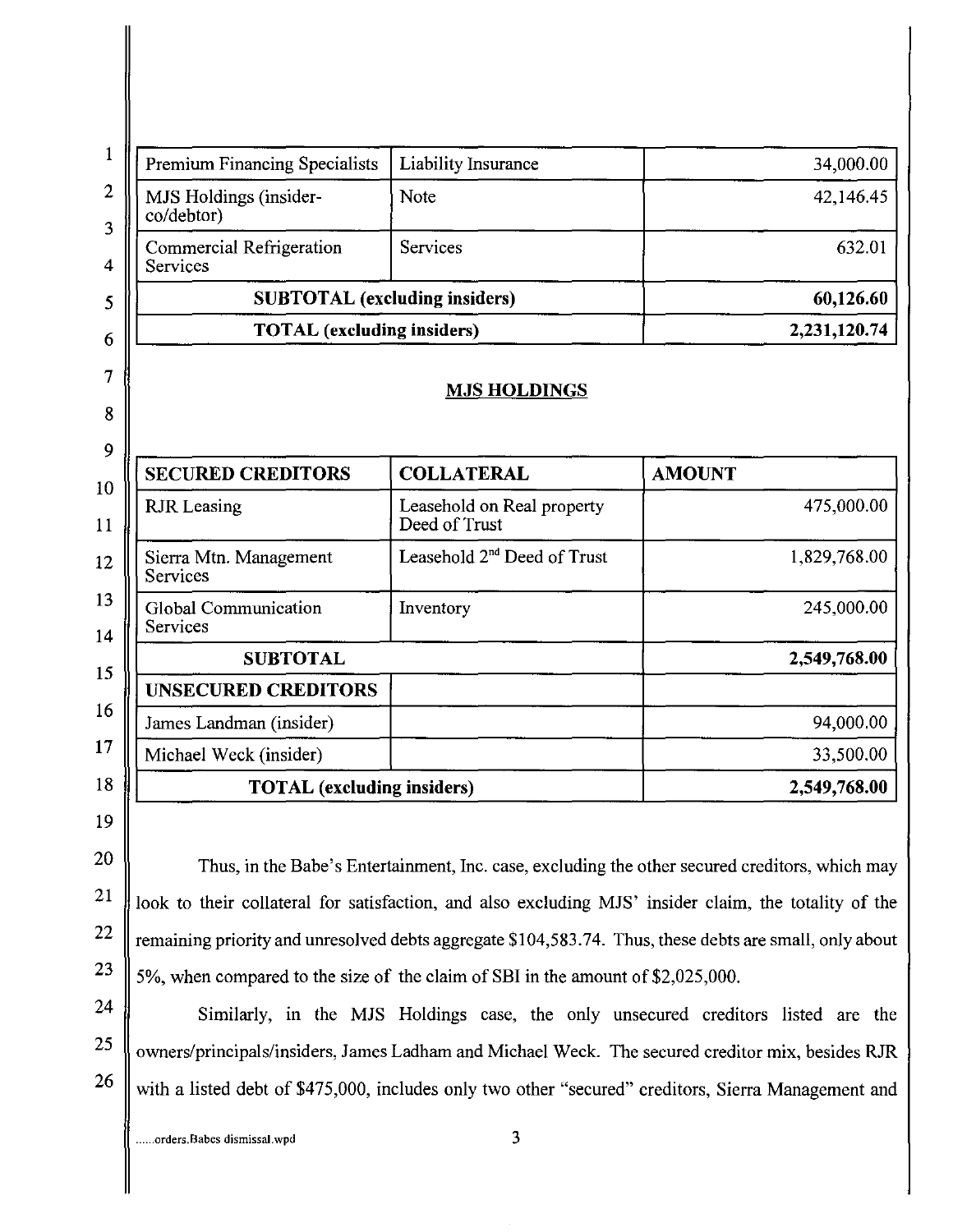| Premium Financing Specialists | Liability Insurance | 34,000.00 |
|---|---|---|
| MJS Holdings (insider-co/debtor) | Note | 42,146.45 |
| Commercial Refrigeration Services | Services | 632.01 |
| **SUBTOTAL (excluding insiders)** | | **60,126.60** |
| **TOTAL (excluding insiders)** | | **2,231,120.74** |

**MJS HOLDINGS**

| SECURED CREDITORS | COLLATERAL | AMOUNT |
|---|---|---|
| RJR Leasing | Leasehold on Real property Deed of Trust | 475,000.00 |
| Sierra Mtn. Management Services | Leasehold 2nd Deed of Trust | 1,829,768.00 |
| Global Communication Services | Inventory | 245,000.00 |
| **SUBTOTAL** | | **2,549,768.00** |
| **UNSECURED CREDITORS** | | |
| James Landman (insider) | | 94,000.00 |
| Michael Weck (insider) | | 33,500.00 |
| **TOTAL (excluding insiders)** | | **2,549,768.00** |

Thus, in the Babe's Entertainment, Inc. case, excluding the other secured creditors, which may look to their collateral for satisfaction, and also excluding MJS' insider claim, the totality of the remaining priority and unresolved debts aggregate $104,583.74. Thus, these debts are small, only about 5%, when compared to the size of the claim of SBI in the amount of $2,025,000.

Similarly, in the MJS Holdings case, the only unsecured creditors listed are the owners/principals/insiders, James Ladham and Michael Weck. The secured creditor mix, besides RJR with a listed debt of $475,000, includes only two other "secured" creditors, Sierra Management and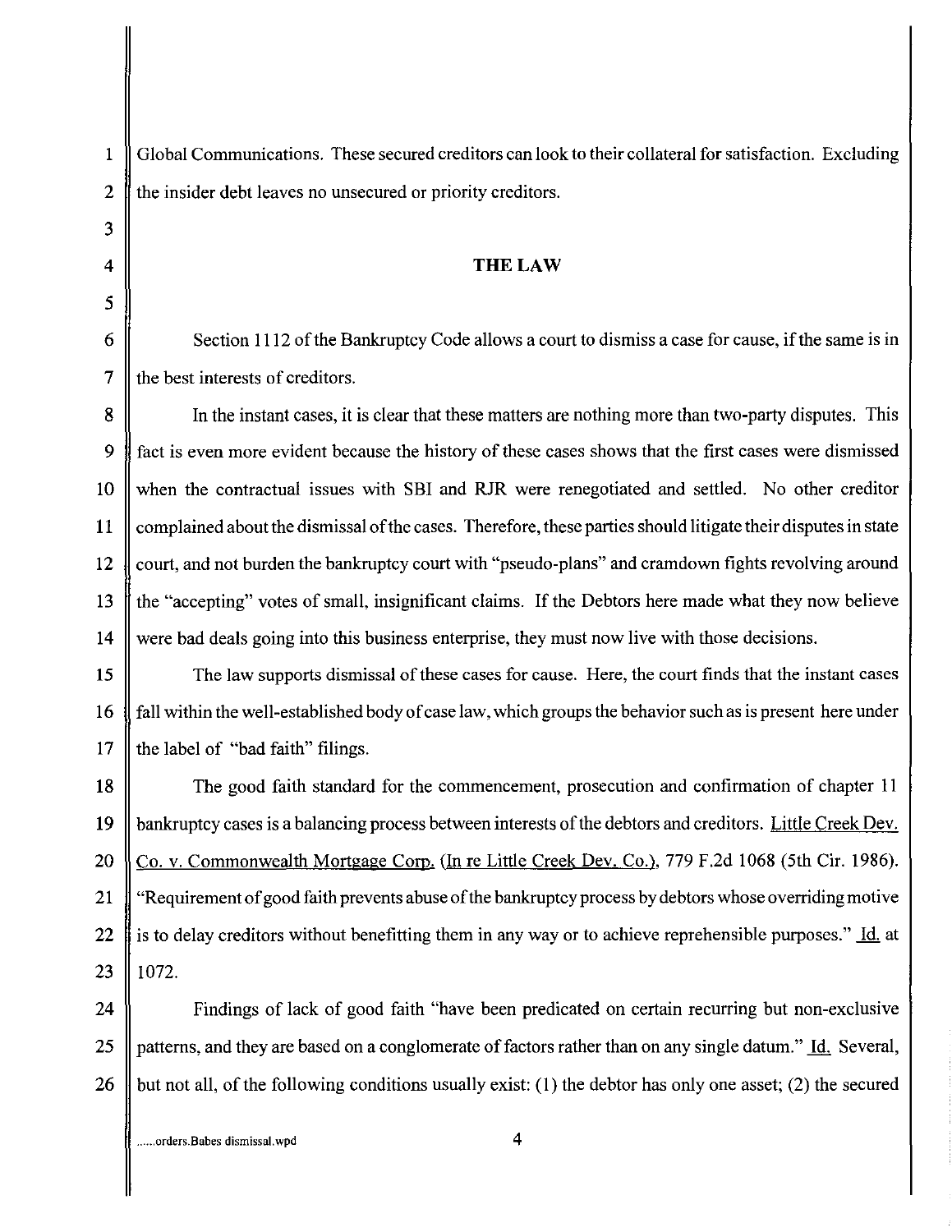Global Communications. These secured creditors can look to their collateral for satisfaction. Excluding the insider debt leaves no unsecured or priority creditors.

## THE LAW

Section 1112 of the Bankruptcy Code allows a court to dismiss a case for cause, if the same is in the best interests of creditors.

In the instant cases, it is clear that these matters are nothing more than two-party disputes. This fact is even more evident because the history of these cases shows that the first cases were dismissed when the contractual issues with SBI and RJR were renegotiated and settled. No other creditor complained about the dismissal of the cases. Therefore, these parties should litigate their disputes in state court, and not burden the bankruptcy court with "pseudo-plans" and cramdown fights revolving around the "accepting" votes of small, insignificant claims. If the Debtors here made what they now believe were bad deals going into this business enterprise, they must now live with those decisions.

The law supports dismissal of these cases for cause. Here, the court finds that the instant cases fall within the well-established body of case law, which groups the behavior such as is present here under the label of "bad faith" filings.

The good faith standard for the commencement, prosecution and confirmation of chapter 11 bankruptcy cases is a balancing process between interests of the debtors and creditors. Little Creek Dev. Co. v. Commonwealth Mortgage Corp. (In re Little Creek Dev. Co.), 779 F.2d 1068 (5th Cir. 1986). "Requirement of good faith prevents abuse of the bankruptcy process by debtors whose overriding motive is to delay creditors without benefitting them in any way or to achieve reprehensible purposes." Id. at 1072.

Findings of lack of good faith "have been predicated on certain recurring but non-exclusive patterns, and they are based on a conglomerate of factors rather than on any single datum." Id. Several, but not all, of the following conditions usually exist: (1) the debtor has only one asset; (2) the secured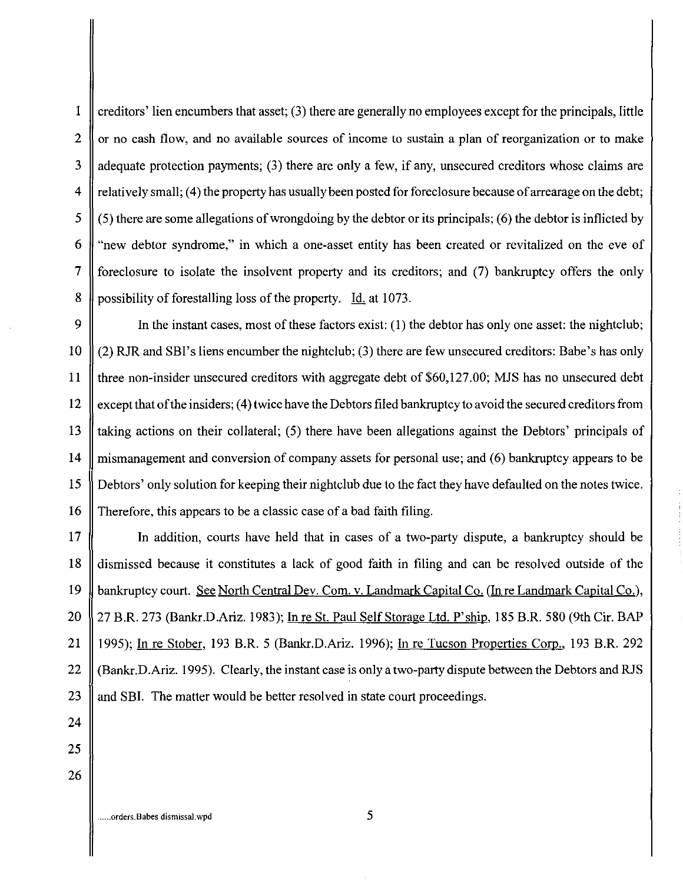creditors' lien encumbers that asset; (3) there are generally no employees except for the principals, little or no cash flow, and no available sources of income to sustain a plan of reorganization or to make adequate protection payments; (3) there are only a few, if any, unsecured creditors whose claims are relatively small; (4) the property has usually been posted for foreclosure because of arrearage on the debt; (5) there are some allegations of wrongdoing by the debtor or its principals; (6) the debtor is inflicted by "new debtor syndrome," in which a one-asset entity has been created or revitalized on the eve of foreclosure to isolate the insolvent property and its creditors; and (7) bankruptcy offers the only possibility of forestalling loss of the property. Id. at 1073.

In the instant cases, most of these factors exist: (1) the debtor has only one asset: the nightclub; (2) RJR and SBI's liens encumber the nightclub; (3) there are few unsecured creditors: Babe's has only three non-insider unsecured creditors with aggregate debt of $60,127.00; MJS has no unsecured debt except that of the insiders; (4) twice have the Debtors filed bankruptcy to avoid the secured creditors from taking actions on their collateral; (5) there have been allegations against the Debtors' principals of mismanagement and conversion of company assets for personal use; and (6) bankruptcy appears to be Debtors' only solution for keeping their nightclub due to the fact they have defaulted on the notes twice. Therefore, this appears to be a classic case of a bad faith filing.

In addition, courts have held that in cases of a two-party dispute, a bankruptcy should be dismissed because it constitutes a lack of good faith in filing and can be resolved outside of the bankruptcy court. See North Central Dev. Com. v. Landmark Capital Co. (In re Landmark Capital Co.), 27 B.R. 273 (Bankr.D.Ariz. 1983); In re St. Paul Self Storage Ltd. P'ship, 185 B.R. 580 (9th Cir. BAP 1995); In re Stober, 193 B.R. 5 (Bankr.D.Ariz. 1996); In re Tucson Properties Corp., 193 B.R. 292 (Bankr.D.Ariz. 1995). Clearly, the instant case is only a two-party dispute between the Debtors and RJS and SBI. The matter would be better resolved in state court proceedings.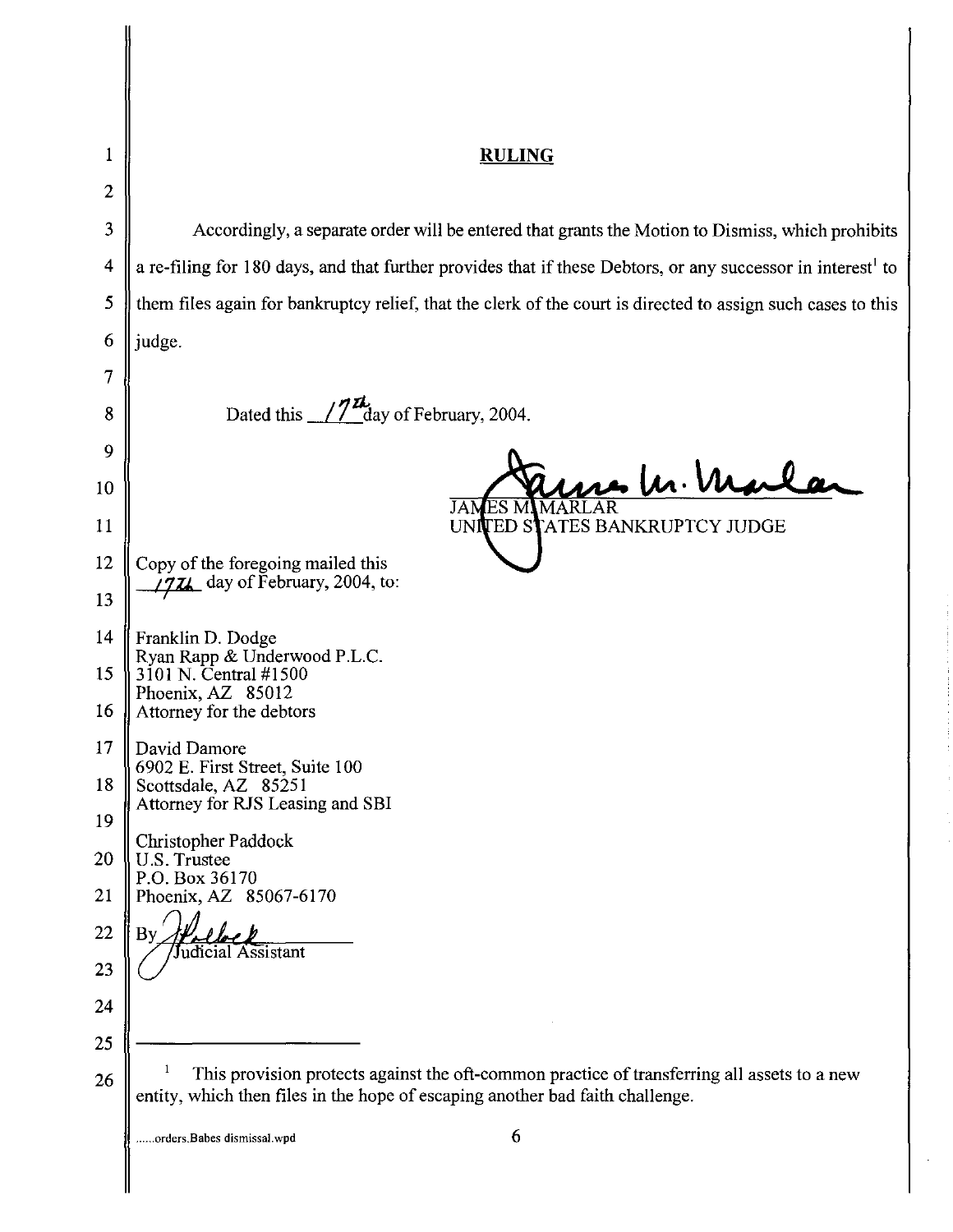## RULING

Accordingly, a separate order will be entered that grants the Motion to Dismiss, which prohibits a re-filing for 180 days, and that further provides that if these Debtors, or any successor in interest[1] to them files again for bankruptcy relief, that the clerk of the court is directed to assign such cases to this judge.

Dated this 17th day of February, 2004.

JAMES M. MARLAR
UNITED STATES BANKRUPTCY JUDGE

Copy of the foregoing mailed this 17th day of February, 2004, to:

Franklin D. Dodge
Ryan Rapp & Underwood P.L.C.
3101 N. Central #1500
Phoenix, AZ 85012
Attorney for the debtors

David Damore
6902 E. First Street, Suite 100
Scottsdale, AZ 85251
Attorney for RJS Leasing and SBI

Christopher Paddock
U.S. Trustee
P.O. Box 36170
Phoenix, AZ 85067-6170

By
Judicial Assistant

---

[1] This provision protects against the oft-common practice of transferring all assets to a new entity, which then files in the hope of escaping another bad faith challenge.

......orders.Babes dismissal.wpd